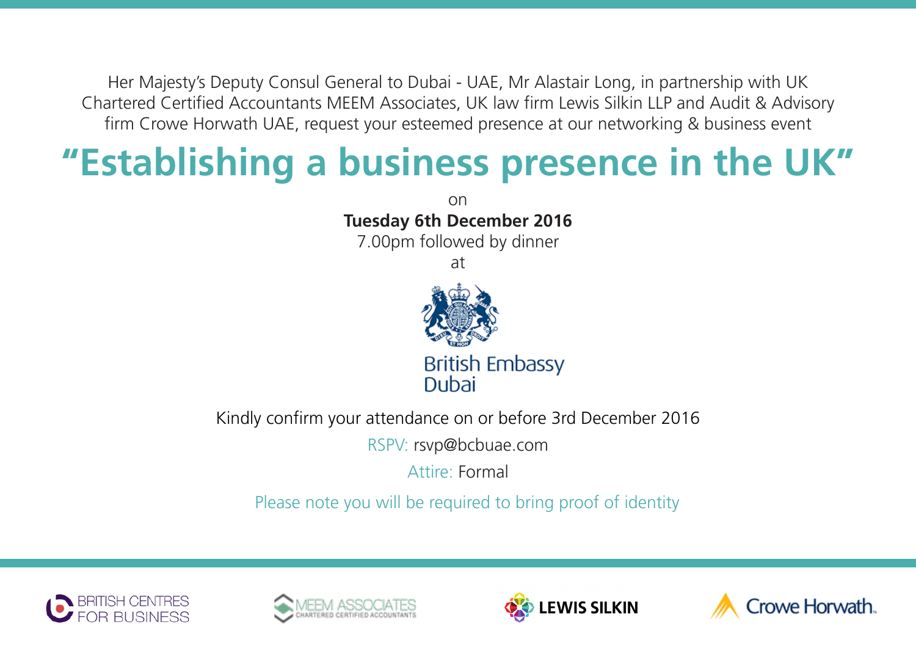Her Majesty's Deputy Consul General to Dubai - UAE, Mr Alastair Long, in partnership with UK Chartered Certified Accountants MEEM Associates, UK law firm Lewis Silkin LLP and Audit & Advisory firm Crowe Horwath UAE, request your esteemed presence at our networking & business event

# "Establishing a business presence in the UK"

on

**Tuesday 6th December 2016**

7.00pm followed by dinner

at

British Embassy Dubai

Kindly confirm your attendance on or before 3rd December 2016

RSPV: rsvp@bcbuae.com

Attire: Formal

Please note you will be required to bring proof of identity

BRITISH CENTRES FOR BUSINESS

MEEM ASSOCIATES CHARTERED CERTIFIED ACCOUNTANTS

LEWIS SILKIN

Crowe Horwath.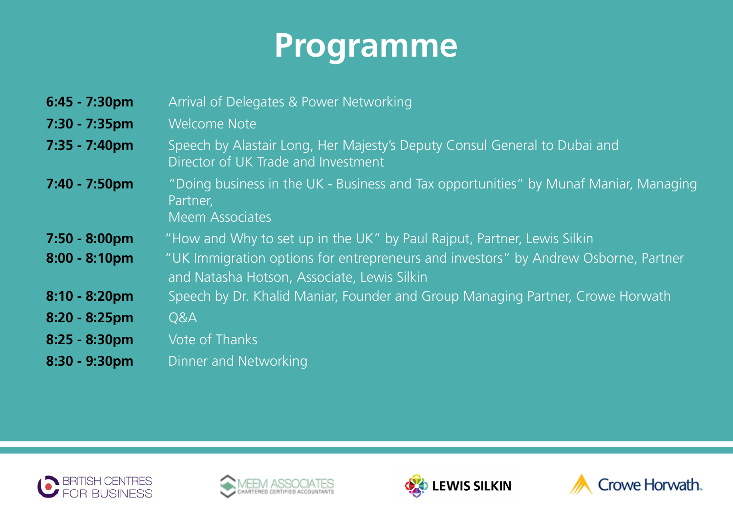# Programme

| | |
|---|---|
| **6:45 - 7:30pm** | Arrival of Delegates & Power Networking |
| **7:30 - 7:35pm** | Welcome Note |
| **7:35 - 7:40pm** | Speech by Alastair Long, Her Majesty's Deputy Consul General to Dubai and Director of UK Trade and Investment |
| **7:40 - 7:50pm** | "Doing business in the UK - Business and Tax opportunities" by Munaf Maniar, Managing Partner, Meem Associates |
| **7:50 - 8:00pm** | "How and Why to set up in the UK" by Paul Rajput, Partner, Lewis Silkin |
| **8:00 - 8:10pm** | "UK Immigration options for entrepreneurs and investors" by Andrew Osborne, Partner and Natasha Hotson, Associate, Lewis Silkin |
| **8:10 - 8:20pm** | Speech by Dr. Khalid Maniar, Founder and Group Managing Partner, Crowe Horwath |
| **8:20 - 8:25pm** | Q&A |
| **8:25 - 8:30pm** | Vote of Thanks |
| **8:30 - 9:30pm** | Dinner and Networking |

BRITISH CENTRES FOR BUSINESS

MEEM ASSOCIATES
CHARTERED CERTIFIED ACCOUNTANTS

LEWIS SILKIN

Crowe Horwath.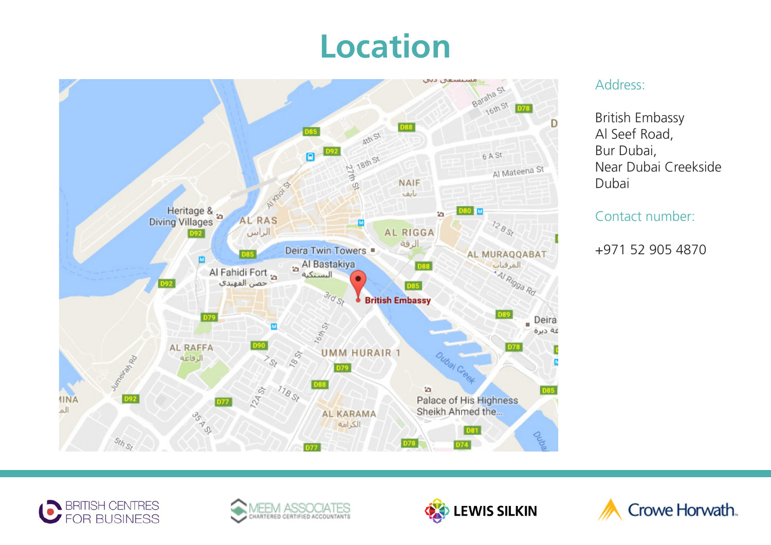# Location

Address:

British Embassy
Al Seef Road,
Bur Dubai,
Near Dubai Creekside
Dubai

Contact number:

+971 52 905 4870